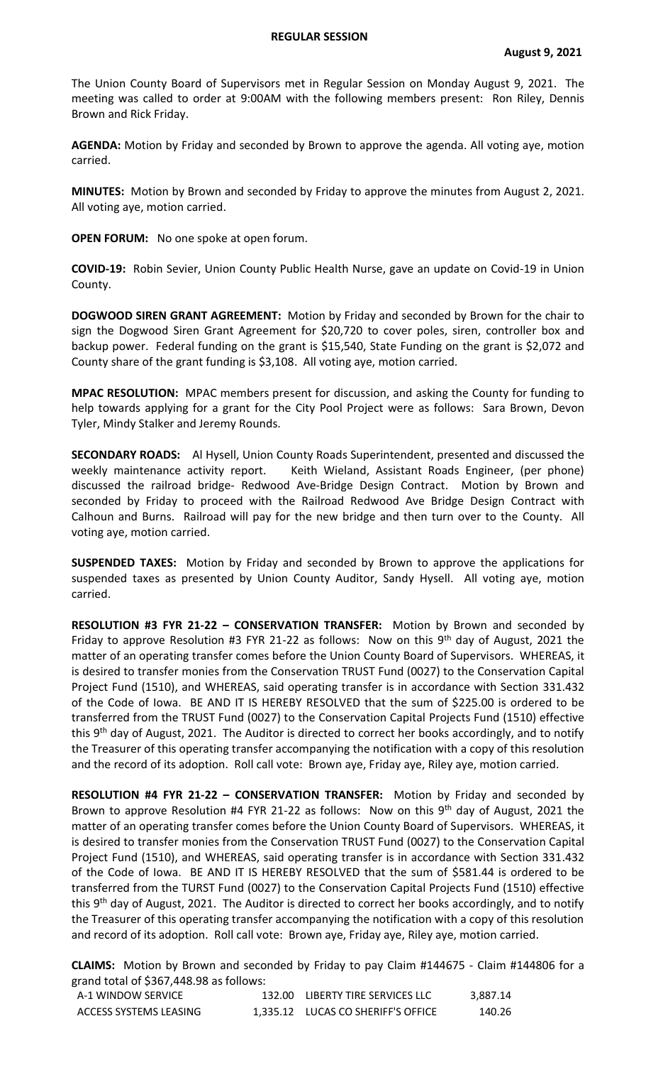**REGULAR SESSION**

**August 9, 2021**

The Union County Board of Supervisors met in Regular Session on Monday August 9, 2021. The meeting was called to order at 9:00AM with the following members present: Ron Riley, Dennis Brown and Rick Friday.

**AGENDA:** Motion by Friday and seconded by Brown to approve the agenda. All voting aye, motion carried.

**MINUTES:** Motion by Brown and seconded by Friday to approve the minutes from August 2, 2021. All voting aye, motion carried.

**OPEN FORUM:** No one spoke at open forum.

**COVID-19:** Robin Sevier, Union County Public Health Nurse, gave an update on Covid-19 in Union County.

**DOGWOOD SIREN GRANT AGREEMENT:** Motion by Friday and seconded by Brown for the chair to sign the Dogwood Siren Grant Agreement for $20,720 to cover poles, siren, controller box and backup power. Federal funding on the grant is $15,540, State Funding on the grant is $2,072 and County share of the grant funding is $3,108. All voting aye, motion carried.

**MPAC RESOLUTION:** MPAC members present for discussion, and asking the County for funding to help towards applying for a grant for the City Pool Project were as follows: Sara Brown, Devon Tyler, Mindy Stalker and Jeremy Rounds.

**SECONDARY ROADS:** Al Hysell, Union County Roads Superintendent, presented and discussed the weekly maintenance activity report. Keith Wieland, Assistant Roads Engineer, (per phone) discussed the railroad bridge- Redwood Ave-Bridge Design Contract. Motion by Brown and seconded by Friday to proceed with the Railroad Redwood Ave Bridge Design Contract with Calhoun and Burns. Railroad will pay for the new bridge and then turn over to the County. All voting aye, motion carried.

**SUSPENDED TAXES:** Motion by Friday and seconded by Brown to approve the applications for suspended taxes as presented by Union County Auditor, Sandy Hysell. All voting aye, motion carried.

**RESOLUTION #3 FYR 21-22 – CONSERVATION TRANSFER:** Motion by Brown and seconded by Friday to approve Resolution #3 FYR 21-22 as follows: Now on this 9th day of August, 2021 the matter of an operating transfer comes before the Union County Board of Supervisors. WHEREAS, it is desired to transfer monies from the Conservation TRUST Fund (0027) to the Conservation Capital Project Fund (1510), and WHEREAS, said operating transfer is in accordance with Section 331.432 of the Code of Iowa. BE AND IT IS HEREBY RESOLVED that the sum of $225.00 is ordered to be transferred from the TRUST Fund (0027) to the Conservation Capital Projects Fund (1510) effective this 9th day of August, 2021. The Auditor is directed to correct her books accordingly, and to notify the Treasurer of this operating transfer accompanying the notification with a copy of this resolution and the record of its adoption. Roll call vote: Brown aye, Friday aye, Riley aye, motion carried.

**RESOLUTION #4 FYR 21-22 – CONSERVATION TRANSFER:** Motion by Friday and seconded by Brown to approve Resolution #4 FYR 21-22 as follows: Now on this 9th day of August, 2021 the matter of an operating transfer comes before the Union County Board of Supervisors. WHEREAS, it is desired to transfer monies from the Conservation TRUST Fund (0027) to the Conservation Capital Project Fund (1510), and WHEREAS, said operating transfer is in accordance with Section 331.432 of the Code of Iowa. BE AND IT IS HEREBY RESOLVED that the sum of $581.44 is ordered to be transferred from the TURST Fund (0027) to the Conservation Capital Projects Fund (1510) effective this 9th day of August, 2021. The Auditor is directed to correct her books accordingly, and to notify the Treasurer of this operating transfer accompanying the notification with a copy of this resolution and record of its adoption. Roll call vote: Brown aye, Friday aye, Riley aye, motion carried.

**CLAIMS:** Motion by Brown and seconded by Friday to pay Claim #144675 - Claim #144806 for a grand total of $367,448.98 as follows:

| | | | |
|---|---|---|---|
| A-1 WINDOW SERVICE | 132.00 | LIBERTY TIRE SERVICES LLC | 3,887.14 |
| ACCESS SYSTEMS LEASING | 1,335.12 | LUCAS CO SHERIFF'S OFFICE | 140.26 |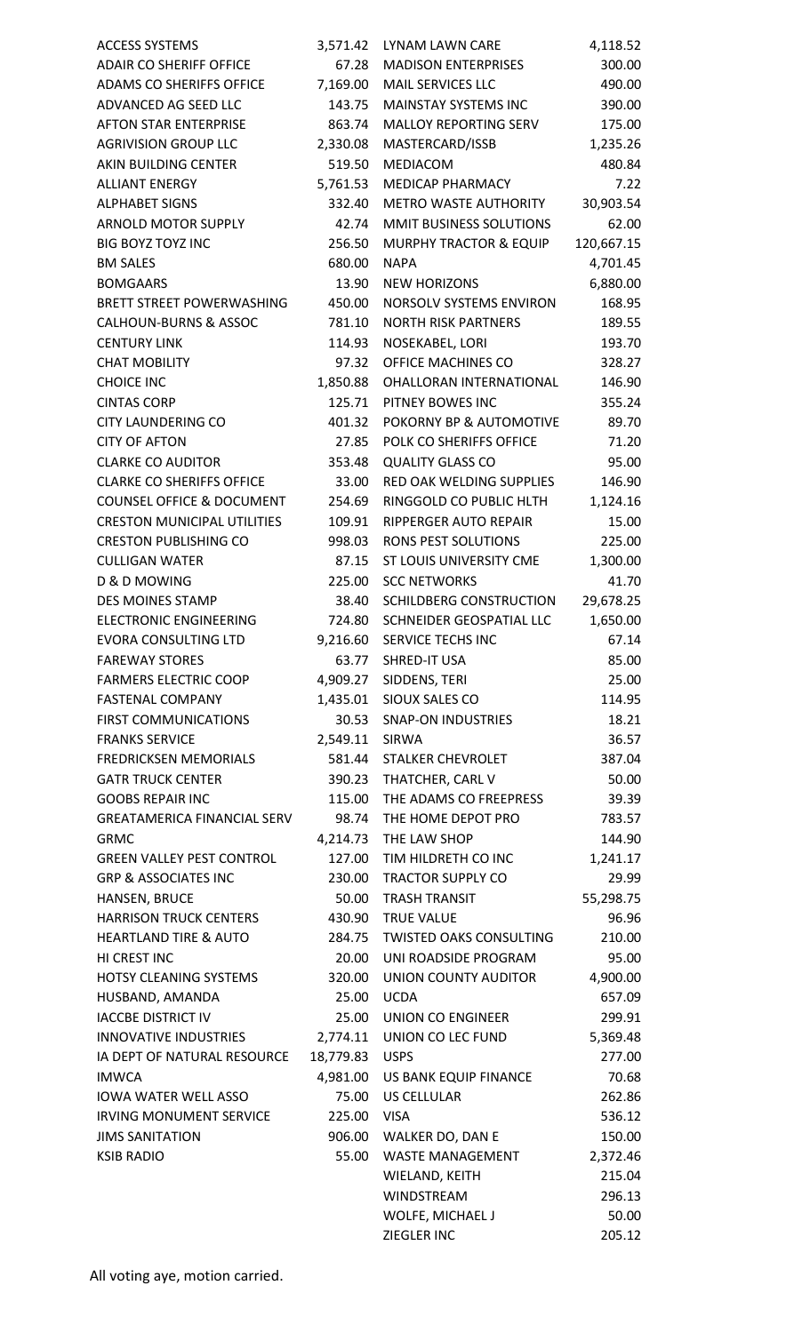| | | | |
|---|---|---|---|
| ACCESS SYSTEMS | 3,571.42 | LYNAM LAWN CARE | 4,118.52 |
| ADAIR CO SHERIFF OFFICE | 67.28 | MADISON ENTERPRISES | 300.00 |
| ADAMS CO SHERIFFS OFFICE | 7,169.00 | MAIL SERVICES LLC | 490.00 |
| ADVANCED AG SEED LLC | 143.75 | MAINSTAY SYSTEMS INC | 390.00 |
| AFTON STAR ENTERPRISE | 863.74 | MALLOY REPORTING SERV | 175.00 |
| AGRIVISION GROUP LLC | 2,330.08 | MASTERCARD/ISSB | 1,235.26 |
| AKIN BUILDING CENTER | 519.50 | MEDIACOM | 480.84 |
| ALLIANT ENERGY | 5,761.53 | MEDICAP PHARMACY | 7.22 |
| ALPHABET SIGNS | 332.40 | METRO WASTE AUTHORITY | 30,903.54 |
| ARNOLD MOTOR SUPPLY | 42.74 | MMIT BUSINESS SOLUTIONS | 62.00 |
| BIG BOYZ TOYZ INC | 256.50 | MURPHY TRACTOR & EQUIP | 120,667.15 |
| BM SALES | 680.00 | NAPA | 4,701.45 |
| BOMGAARS | 13.90 | NEW HORIZONS | 6,880.00 |
| BRETT STREET POWERWASHING | 450.00 | NORSOLV SYSTEMS ENVIRON | 168.95 |
| CALHOUN-BURNS & ASSOC | 781.10 | NORTH RISK PARTNERS | 189.55 |
| CENTURY LINK | 114.93 | NOSEKABEL, LORI | 193.70 |
| CHAT MOBILITY | 97.32 | OFFICE MACHINES CO | 328.27 |
| CHOICE INC | 1,850.88 | OHALLORAN INTERNATIONAL | 146.90 |
| CINTAS CORP | 125.71 | PITNEY BOWES INC | 355.24 |
| CITY LAUNDERING CO | 401.32 | POKORNY BP & AUTOMOTIVE | 89.70 |
| CITY OF AFTON | 27.85 | POLK CO SHERIFFS OFFICE | 71.20 |
| CLARKE CO AUDITOR | 353.48 | QUALITY GLASS CO | 95.00 |
| CLARKE CO SHERIFFS OFFICE | 33.00 | RED OAK WELDING SUPPLIES | 146.90 |
| COUNSEL OFFICE & DOCUMENT | 254.69 | RINGGOLD CO PUBLIC HLTH | 1,124.16 |
| CRESTON MUNICIPAL UTILITIES | 109.91 | RIPPERGER AUTO REPAIR | 15.00 |
| CRESTON PUBLISHING CO | 998.03 | RONS PEST SOLUTIONS | 225.00 |
| CULLIGAN WATER | 87.15 | ST LOUIS UNIVERSITY CME | 1,300.00 |
| D & D MOWING | 225.00 | SCC NETWORKS | 41.70 |
| DES MOINES STAMP | 38.40 | SCHILDBERG CONSTRUCTION | 29,678.25 |
| ELECTRONIC ENGINEERING | 724.80 | SCHNEIDER GEOSPATIAL LLC | 1,650.00 |
| EVORA CONSULTING LTD | 9,216.60 | SERVICE TECHS INC | 67.14 |
| FAREWAY STORES | 63.77 | SHRED-IT USA | 85.00 |
| FARMERS ELECTRIC COOP | 4,909.27 | SIDDENS, TERI | 25.00 |
| FASTENAL COMPANY | 1,435.01 | SIOUX SALES CO | 114.95 |
| FIRST COMMUNICATIONS | 30.53 | SNAP-ON INDUSTRIES | 18.21 |
| FRANKS SERVICE | 2,549.11 | SIRWA | 36.57 |
| FREDRICKSEN MEMORIALS | 581.44 | STALKER CHEVROLET | 387.04 |
| GATR TRUCK CENTER | 390.23 | THATCHER, CARL V | 50.00 |
| GOOBS REPAIR INC | 115.00 | THE ADAMS CO FREEPRESS | 39.39 |
| GREATAMERICA FINANCIAL SERV | 98.74 | THE HOME DEPOT PRO | 783.57 |
| GRMC | 4,214.73 | THE LAW SHOP | 144.90 |
| GREEN VALLEY PEST CONTROL | 127.00 | TIM HILDRETH CO INC | 1,241.17 |
| GRP & ASSOCIATES INC | 230.00 | TRACTOR SUPPLY CO | 29.99 |
| HANSEN, BRUCE | 50.00 | TRASH TRANSIT | 55,298.75 |
| HARRISON TRUCK CENTERS | 430.90 | TRUE VALUE | 96.96 |
| HEARTLAND TIRE & AUTO | 284.75 | TWISTED OAKS CONSULTING | 210.00 |
| HI CREST INC | 20.00 | UNI ROADSIDE PROGRAM | 95.00 |
| HOTSY CLEANING SYSTEMS | 320.00 | UNION COUNTY AUDITOR | 4,900.00 |
| HUSBAND, AMANDA | 25.00 | UCDA | 657.09 |
| IACCBE DISTRICT IV | 25.00 | UNION CO ENGINEER | 299.91 |
| INNOVATIVE INDUSTRIES | 2,774.11 | UNION CO LEC FUND | 5,369.48 |
| IA DEPT OF NATURAL RESOURCE | 18,779.83 | USPS | 277.00 |
| IMWCA | 4,981.00 | US BANK EQUIP FINANCE | 70.68 |
| IOWA WATER WELL ASSO | 75.00 | US CELLULAR | 262.86 |
| IRVING MONUMENT SERVICE | 225.00 | VISA | 536.12 |
| JIMS SANITATION | 906.00 | WALKER DO, DAN E | 150.00 |
| KSIB RADIO | 55.00 | WASTE MANAGEMENT | 2,372.46 |
| | | WIELAND, KEITH | 215.04 |
| | | WINDSTREAM | 296.13 |
| | | WOLFE, MICHAEL J | 50.00 |
| | | ZIEGLER INC | 205.12 |

All voting aye, motion carried.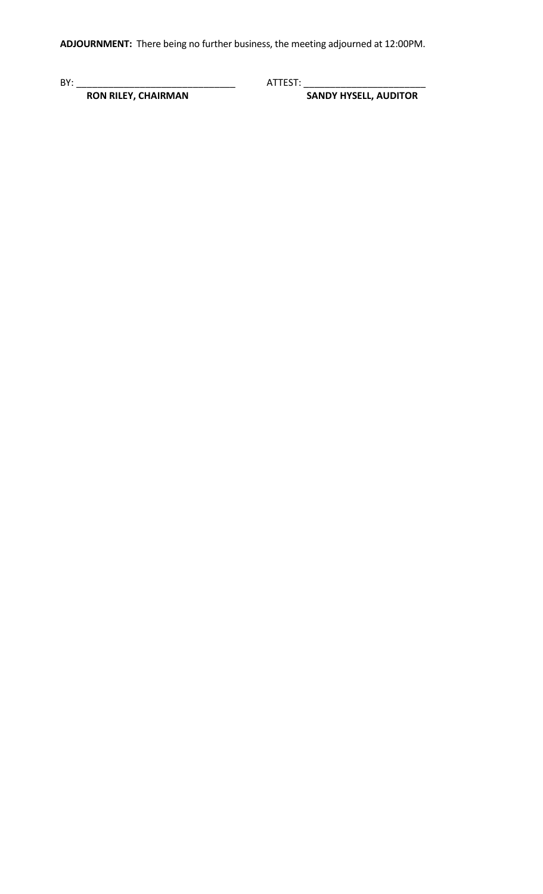**ADJOURNMENT:** There being no further business, the meeting adjourned at 12:00PM.

BY: ______________________________ ATTEST: ______________________________

**RON RILEY, CHAIRMAN** **SANDY HYSELL, AUDITOR**